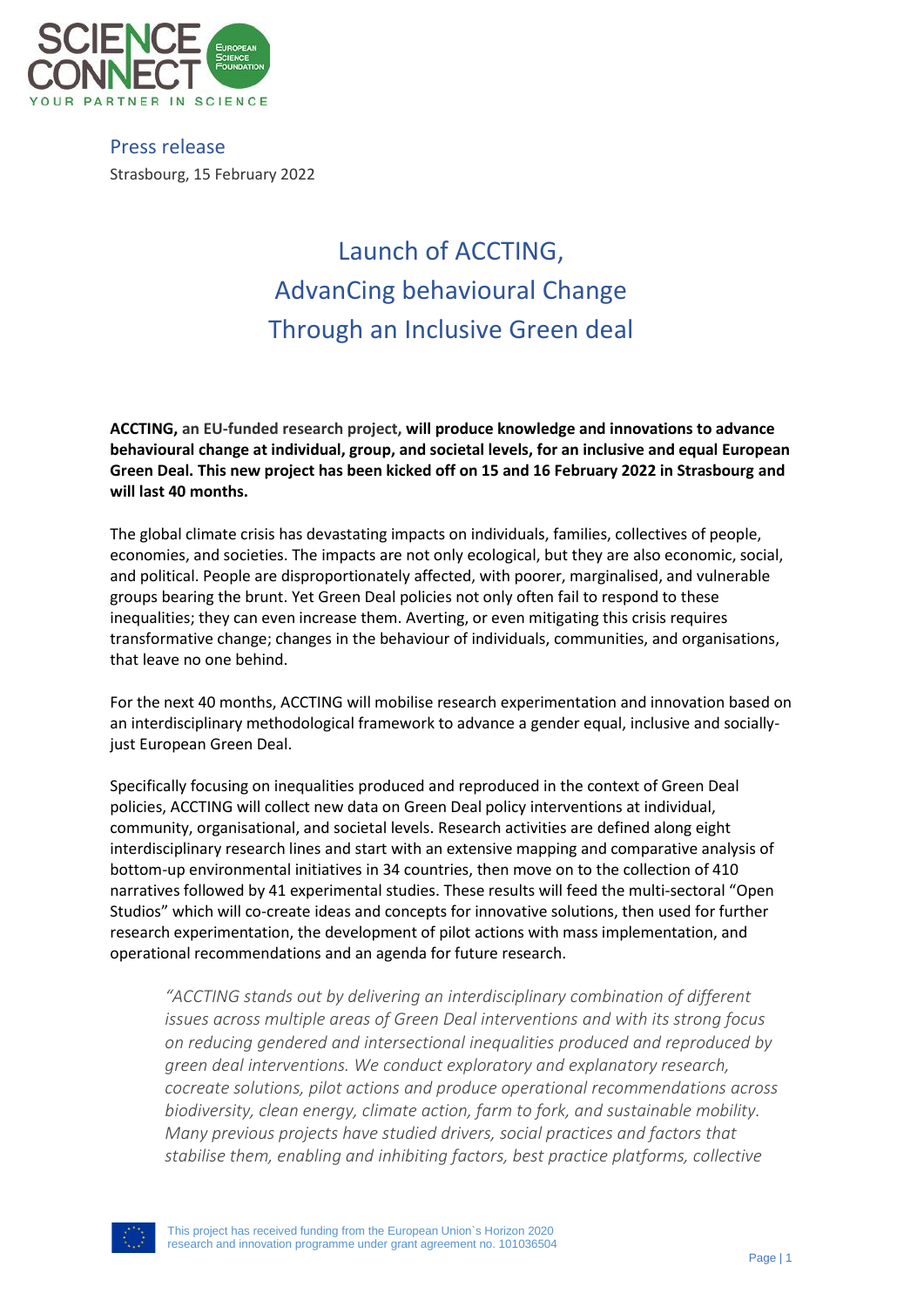Press release

Strasbourg, 15 February 2022

# Launch of ACCTING, AdvanCing behavioural Change Through an Inclusive Green deal

**ACCTING, an EU-funded research project, will produce knowledge and innovations to advance behavioural change at individual, group, and societal levels, for an inclusive and equal European Green Deal. This new project has been kicked off on 15 and 16 February 2022 in Strasbourg and will last 40 months.**

The global climate crisis has devastating impacts on individuals, families, collectives of people, economies, and societies. The impacts are not only ecological, but they are also economic, social, and political. People are disproportionately affected, with poorer, marginalised, and vulnerable groups bearing the brunt. Yet Green Deal policies not only often fail to respond to these inequalities; they can even increase them. Averting, or even mitigating this crisis requires transformative change; changes in the behaviour of individuals, communities, and organisations, that leave no one behind.

For the next 40 months, ACCTING will mobilise research experimentation and innovation based on an interdisciplinary methodological framework to advance a gender equal, inclusive and socially-just European Green Deal.

Specifically focusing on inequalities produced and reproduced in the context of Green Deal policies, ACCTING will collect new data on Green Deal policy interventions at individual, community, organisational, and societal levels. Research activities are defined along eight interdisciplinary research lines and start with an extensive mapping and comparative analysis of bottom-up environmental initiatives in 34 countries, then move on to the collection of 410 narratives followed by 41 experimental studies. These results will feed the multi-sectoral "Open Studios" which will co-create ideas and concepts for innovative solutions, then used for further research experimentation, the development of pilot actions with mass implementation, and operational recommendations and an agenda for future research.

> *"ACCTING stands out by delivering an interdisciplinary combination of different issues across multiple areas of Green Deal interventions and with its strong focus on reducing gendered and intersectional inequalities produced and reproduced by green deal interventions. We conduct exploratory and explanatory research, cocreate solutions, pilot actions and produce operational recommendations across biodiversity, clean energy, climate action, farm to fork, and sustainable mobility. Many previous projects have studied drivers, social practices and factors that stabilise them, enabling and inhibiting factors, best practice platforms, collective*

This project has received funding from the European Union`s Horizon 2020 research and innovation programme under grant agreement no. 101036504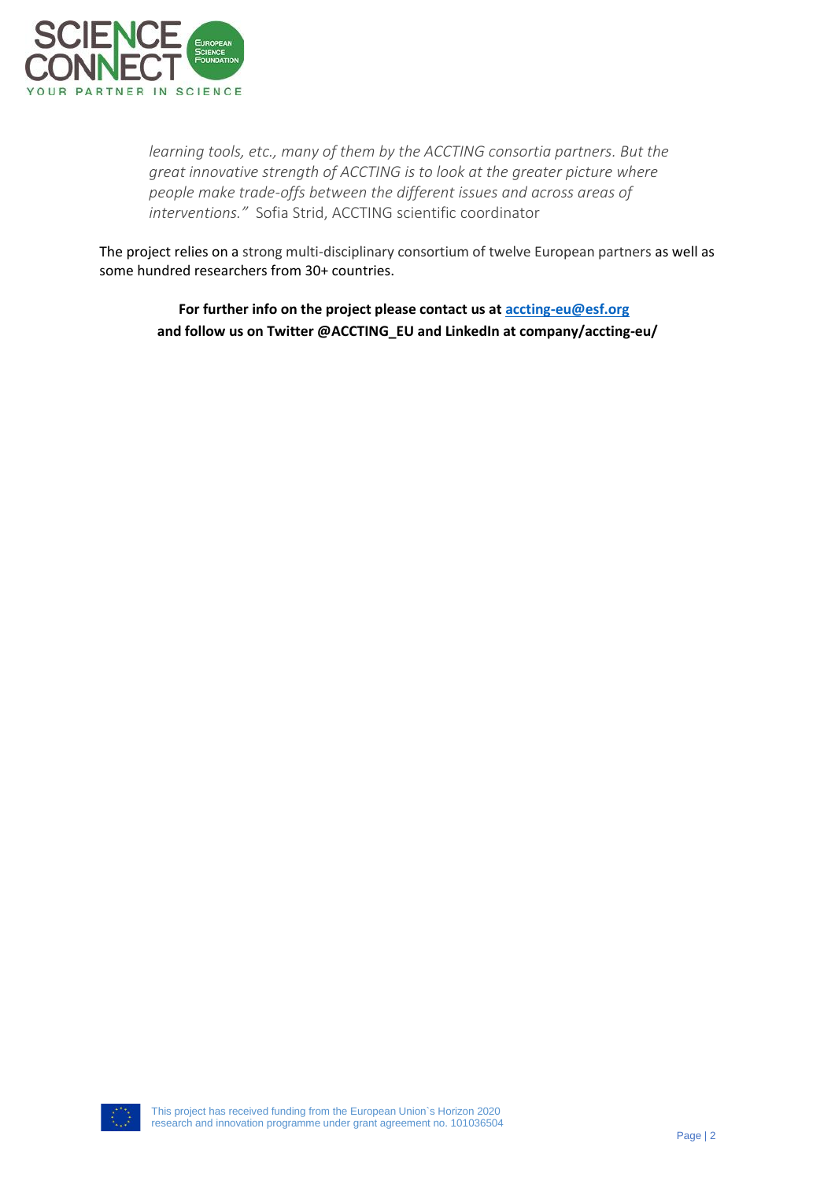*learning tools, etc., many of them by the ACCTING consortia partners. But the great innovative strength of ACCTING is to look at the greater picture where people make trade-offs between the different issues and across areas of interventions."* Sofia Strid, ACCTING scientific coordinator

The project relies on a strong multi-disciplinary consortium of twelve European partners as well as some hundred researchers from 30+ countries.

**For further info on the project please contact us at [accting-eu@esf.org](mailto:accting-eu@esf.org)**
**and follow us on Twitter @ACCTING_EU and LinkedIn at company/accting-eu/**

This project has received funding from the European Union`s Horizon 2020 research and innovation programme under grant agreement no. 101036504